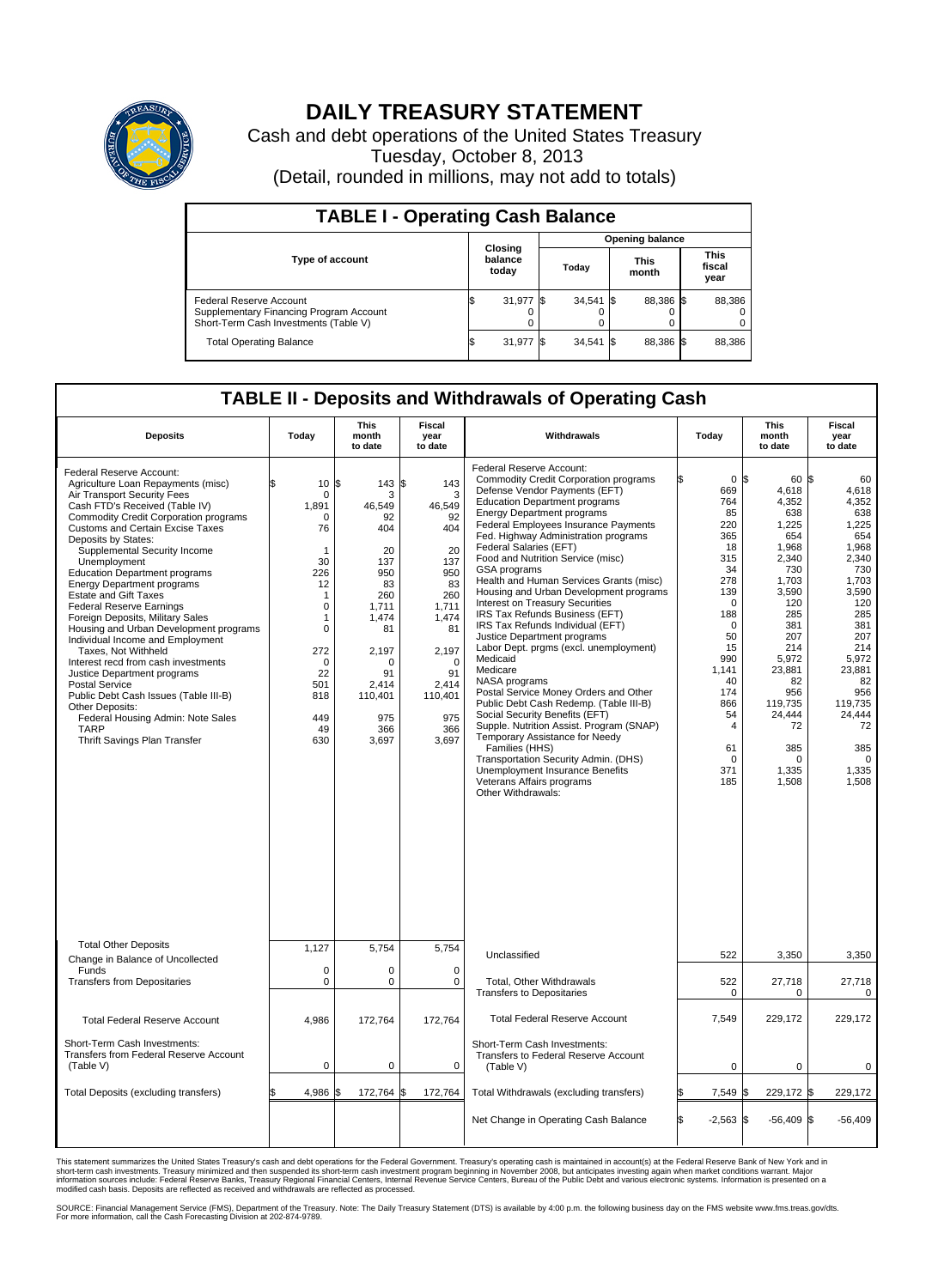# DAILY TREASURY STATEMENT

Cash and debt operations of the United States Treasury

Tuesday, October 8, 2013

(Detail, rounded in millions, may not add to totals)

## TABLE I - Operating Cash Balance

| Type of account | Closing balance today | Opening balance Today | Opening balance This month | Opening balance This fiscal year |
|---|---|---|---|---|
| Federal Reserve Account | $ 31,977 | $ 34,541 | $ 88,386 | $ 88,386 |
| Supplementary Financing Program Account | 0 | 0 | 0 | 0 |
| Short-Term Cash Investments (Table V) | 0 | 0 | 0 | 0 |
| Total Operating Balance | $ 31,977 | $ 34,541 | $ 88,386 | $ 88,386 |

## TABLE II - Deposits and Withdrawals of Operating Cash

| Deposits | Today | This month to date | Fiscal year to date |
|---|---|---|---|
| Federal Reserve Account: | | | |
| Agriculture Loan Repayments (misc) | $ 10 | $ 143 | $ 143 |
| Air Transport Security Fees | 0 | 3 | 3 |
| Cash FTD's Received (Table IV) | 1,891 | 46,549 | 46,549 |
| Commodity Credit Corporation programs | 0 | 92 | 92 |
| Customs and Certain Excise Taxes | 76 | 404 | 404 |
| Deposits by States: | | | |
| Supplemental Security Income | 1 | 20 | 20 |
| Unemployment | 30 | 137 | 137 |
| Education Department programs | 226 | 950 | 950 |
| Energy Department programs | 12 | 83 | 83 |
| Estate and Gift Taxes | 1 | 260 | 260 |
| Federal Reserve Earnings | 0 | 1,711 | 1,711 |
| Foreign Deposits, Military Sales | 1 | 1,474 | 1,474 |
| Housing and Urban Development programs | 0 | 81 | 81 |
| Individual Income and Employment Taxes, Not Withheld | 272 | 2,197 | 2,197 |
| Interest recd from cash investments | 0 | 0 | 0 |
| Justice Department programs | 22 | 91 | 91 |
| Postal Service | 501 | 2,414 | 2,414 |
| Public Debt Cash Issues (Table III-B) | 818 | 110,401 | 110,401 |
| Other Deposits: | | | |
| Federal Housing Admin: Note Sales | 449 | 975 | 975 |
| TARP | 49 | 366 | 366 |
| Thrift Savings Plan Transfer | 630 | 3,697 | 3,697 |
| Total Other Deposits | 1,127 | 5,754 | 5,754 |
| Change in Balance of Uncollected Funds | 0 | 0 | 0 |
| Transfers from Depositaries | 0 | 0 | 0 |
| Total Federal Reserve Account | 4,986 | 172,764 | 172,764 |
| Short-Term Cash Investments: Transfers from Federal Reserve Account (Table V) | 0 | 0 | 0 |
| Total Deposits (excluding transfers) | $ 4,986 | $ 172,764 | $ 172,764 |

| Withdrawals | Today | This month to date | Fiscal year to date |
|---|---|---|---|
| Federal Reserve Account: | | | |
| Commodity Credit Corporation programs | $ 0 | $ 60 | $ 60 |
| Defense Vendor Payments (EFT) | 669 | 4,618 | 4,618 |
| Education Department programs | 764 | 4,352 | 4,352 |
| Energy Department programs | 85 | 638 | 638 |
| Federal Employees Insurance Payments | 220 | 1,225 | 1,225 |
| Fed. Highway Administration programs | 365 | 654 | 654 |
| Federal Salaries (EFT) | 18 | 1,968 | 1,968 |
| Food and Nutrition Service (misc) | 315 | 2,340 | 2,340 |
| GSA programs | 34 | 730 | 730 |
| Health and Human Services Grants (misc) | 278 | 1,703 | 1,703 |
| Housing and Urban Development programs | 139 | 3,590 | 3,590 |
| Interest on Treasury Securities | 0 | 120 | 120 |
| IRS Tax Refunds Business (EFT) | 188 | 285 | 285 |
| IRS Tax Refunds Individual (EFT) | 0 | 381 | 381 |
| Justice Department programs | 50 | 207 | 207 |
| Labor Dept. prgms (excl. unemployment) | 15 | 214 | 214 |
| Medicaid | 990 | 5,972 | 5,972 |
| Medicare | 1,141 | 23,881 | 23,881 |
| NASA programs | 40 | 82 | 82 |
| Postal Service Money Orders and Other | 174 | 956 | 956 |
| Public Debt Cash Redemp. (Table III-B) | 866 | 119,735 | 119,735 |
| Social Security Benefits (EFT) | 54 | 24,444 | 24,444 |
| Supple. Nutrition Assist. Program (SNAP) | 4 | 72 | 72 |
| Temporary Assistance for Needy Families (HHS) | 61 | 385 | 385 |
| Transportation Security Admin. (DHS) | 0 | 0 | 0 |
| Unemployment Insurance Benefits | 371 | 1,335 | 1,335 |
| Veterans Affairs programs | 185 | 1,508 | 1,508 |
| Other Withdrawals: | | | |
| Unclassified | 522 | 3,350 | 3,350 |
| Total, Other Withdrawals | 522 | 27,718 | 27,718 |
| Transfers to Depositaries | 0 | 0 | 0 |
| Total Federal Reserve Account | 7,549 | 229,172 | 229,172 |
| Short-Term Cash Investments: Transfers to Federal Reserve Account (Table V) | 0 | 0 | 0 |
| Total Withdrawals (excluding transfers) | $ 7,549 | $ 229,172 | $ 229,172 |
| Net Change in Operating Cash Balance | $ -2,563 | $ -56,409 | $ -56,409 |

This statement summarizes the United States Treasury's cash and debt operations for the Federal Government. Treasury's operating cash is maintained in account(s) at the Federal Reserve Bank of New York and in short-term cash investments. Treasury minimized and then suspended its short-term cash investment program beginning in November 2008, but anticipates investing again when market conditions warrant. Major information sources include: Federal Reserve Banks, Treasury Regional Financial Centers, Internal Revenue Service Centers, Bureau of the Public Debt and various electronic systems. Information is presented on a modified cash basis. Deposits are reflected as received and withdrawals are reflected as processed.

SOURCE: Financial Management Service (FMS), Department of the Treasury. Note: The Daily Treasury Statement (DTS) is available by 4:00 p.m. the following business day on the FMS website www.fms.treas.gov/dts. For more information, call the Cash Forecasting Division at 202-874-9789.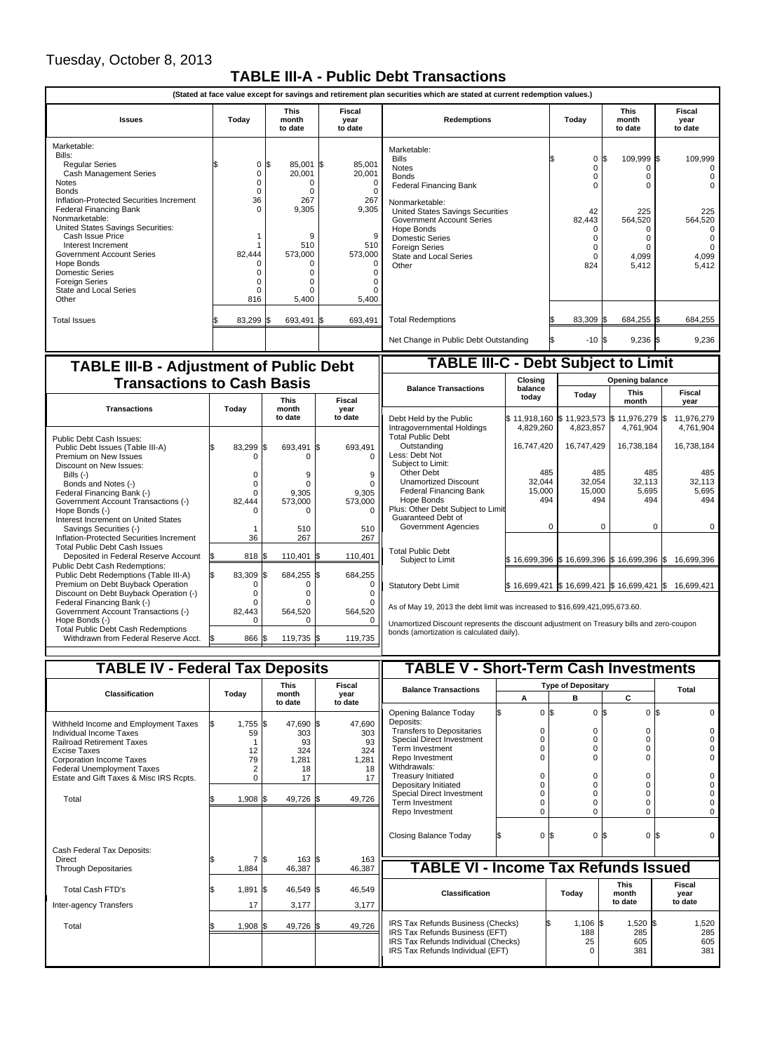Tuesday, October 8, 2013

# TABLE III-A - Public Debt Transactions

(Stated at face value except for savings and retirement plan securities which are stated at current redemption values.)

| Issues | Today | This month to date | Fiscal year to date |
|---|---|---|---|
| Marketable: | | | |
| Bills: | | | |
| Regular Series | $ 0 | $ 85,001 | $ 85,001 |
| Cash Management Series | 0 | 20,001 | 20,001 |
| Notes | 0 | 0 | 0 |
| Bonds | 0 | 0 | 0 |
| Inflation-Protected Securities Increment | 36 | 267 | 267 |
| Federal Financing Bank | 0 | 9,305 | 9,305 |
| Nonmarketable: | | | |
| United States Savings Securities: | | | |
| Cash Issue Price | 1 | 9 | 9 |
| Interest Increment | 1 | 510 | 510 |
| Government Account Series | 82,444 | 573,000 | 573,000 |
| Hope Bonds | 0 | 0 | 0 |
| Domestic Series | 0 | 0 | 0 |
| Foreign Series | 0 | 0 | 0 |
| State and Local Series | 0 | 0 | 0 |
| Other | 816 | 5,400 | 5,400 |
| Total Issues | $ 83,299 | $ 693,491 | $ 693,491 |

| Redemptions | Today | This month to date | Fiscal year to date |
|---|---|---|---|
| Marketable: | | | |
| Bills | $ 0 | $ 109,999 | $ 109,999 |
| Notes | 0 | 0 | 0 |
| Bonds | 0 | 0 | 0 |
| Federal Financing Bank | 0 | 0 | 0 |
| Nonmarketable: | | | |
| United States Savings Securities | 42 | 225 | 225 |
| Government Account Series | 82,443 | 564,520 | 564,520 |
| Hope Bonds | 0 | 0 | 0 |
| Domestic Series | 0 | 0 | 0 |
| Foreign Series | 0 | 0 | 0 |
| State and Local Series | 0 | 4,099 | 4,099 |
| Other | 824 | 5,412 | 5,412 |
| Total Redemptions | $ 83,309 | $ 684,255 | $ 684,255 |
| Net Change in Public Debt Outstanding | $ -10 | $ 9,236 | $ 9,236 |

# TABLE III-B - Adjustment of Public Debt Transactions to Cash Basis

| Transactions | Today | This month to date | Fiscal year to date |
|---|---|---|---|
| Public Debt Cash Issues: | | | |
| Public Debt Issues (Table III-A) | $ 83,299 | $ 693,491 | $ 693,491 |
| Premium on New Issues | 0 | 0 | 0 |
| Discount on New Issues: | | | |
| Bills (-) | 0 | 9 | 9 |
| Bonds and Notes (-) | 0 | 0 | 0 |
| Federal Financing Bank (-) | 0 | 9,305 | 9,305 |
| Government Account Transactions (-) | 82,444 | 573,000 | 573,000 |
| Hope Bonds (-) | 0 | 0 | 0 |
| Interest Increment on United States Savings Securities (-) | 1 | 510 | 510 |
| Inflation-Protected Securities Increment | 36 | 267 | 267 |
| Total Public Debt Cash Issues Deposited in Federal Reserve Account | $ 818 | $ 110,401 | $ 110,401 |
| Public Debt Cash Redemptions: | | | |
| Public Debt Redemptions (Table III-A) | $ 83,309 | $ 684,255 | $ 684,255 |
| Premium on Debt Buyback Operation | 0 | 0 | 0 |
| Discount on Debt Buyback Operation (-) | 0 | 0 | 0 |
| Federal Financing Bank (-) | 0 | 0 | 0 |
| Government Account Transactions (-) | 82,443 | 564,520 | 564,520 |
| Hope Bonds (-) | 0 | 0 | 0 |
| Total Public Debt Cash Redemptions Withdrawn from Federal Reserve Acct. | $ 866 | $ 119,735 | $ 119,735 |

# TABLE III-C - Debt Subject to Limit

| Balance Transactions | Closing balance today | Opening balance Today | Opening balance This month | Opening balance Fiscal year |
|---|---|---|---|---|
| Debt Held by the Public | $ 11,918,160 | $ 11,923,573 | $ 11,976,279 | $ 11,976,279 |
| Intragovernmental Holdings | 4,829,260 | 4,823,857 | 4,761,904 | 4,761,904 |
| Total Public Debt Outstanding | 16,747,420 | 16,747,429 | 16,738,184 | 16,738,184 |
| Less: Debt Not Subject to Limit: | | | | |
| Other Debt | 485 | 485 | 485 | 485 |
| Unamortized Discount | 32,044 | 32,054 | 32,113 | 32,113 |
| Federal Financing Bank | 15,000 | 15,000 | 5,695 | 5,695 |
| Hope Bonds | 494 | 494 | 494 | 494 |
| Plus: Other Debt Subject to Limit | | | | |
| Guaranteed Debt of Government Agencies | 0 | 0 | 0 | 0 |
| Total Public Debt Subject to Limit | $ 16,699,396 | $ 16,699,396 | $ 16,699,396 | $ 16,699,396 |
| Statutory Debt Limit | $ 16,699,421 | $ 16,699,421 | $ 16,699,421 | $ 16,699,421 |

As of May 19, 2013 the debt limit was increased to $16,699,421,095,673.60.

Unamortized Discount represents the discount adjustment on Treasury bills and zero-coupon bonds (amortization is calculated daily).

# TABLE IV - Federal Tax Deposits

| Classification | Today | This month to date | Fiscal year to date |
|---|---|---|---|
| Withheld Income and Employment Taxes | $ 1,755 | $ 47,690 | $ 47,690 |
| Individual Income Taxes | 59 | 303 | 303 |
| Railroad Retirement Taxes | 1 | 93 | 93 |
| Excise Taxes | 12 | 324 | 324 |
| Corporation Income Taxes | 79 | 1,281 | 1,281 |
| Federal Unemployment Taxes | 2 | 18 | 18 |
| Estate and Gift Taxes & Misc IRS Rcpts. | 0 | 17 | 17 |
| Total | $ 1,908 | $ 49,726 | $ 49,726 |
| Cash Federal Tax Deposits: | | | |
| Direct | $ 7 | $ 163 | $ 163 |
| Through Depositaries | 1,884 | 46,387 | 46,387 |
| Total Cash FTD's | $ 1,891 | $ 46,549 | $ 46,549 |
| Inter-agency Transfers | 17 | 3,177 | 3,177 |
| Total | $ 1,908 | $ 49,726 | $ 49,726 |

# TABLE V - Short-Term Cash Investments

| Balance Transactions | Type of Depositary A | Type of Depositary B | Type of Depositary C | Total |
|---|---|---|---|---|
| Opening Balance Today | $ 0 | $ 0 | $ 0 | $ 0 |
| Deposits: | | | | |
| Transfers to Depositaries | 0 | 0 | 0 | 0 |
| Special Direct Investment | 0 | 0 | 0 | 0 |
| Term Investment | 0 | 0 | 0 | 0 |
| Repo Investment | 0 | 0 | 0 | 0 |
| Withdrawals: | | | | |
| Treasury Initiated | 0 | 0 | 0 | 0 |
| Depositary Initiated | 0 | 0 | 0 | 0 |
| Special Direct Investment | 0 | 0 | 0 | 0 |
| Term Investment | 0 | 0 | 0 | 0 |
| Repo Investment | 0 | 0 | 0 | 0 |
| Closing Balance Today | $ 0 | $ 0 | $ 0 | $ 0 |

# TABLE VI - Income Tax Refunds Issued

| Classification | Today | This month to date | Fiscal year to date |
|---|---|---|---|
| IRS Tax Refunds Business (Checks) | $ 1,106 | $ 1,520 | $ 1,520 |
| IRS Tax Refunds Business (EFT) | 188 | 285 | 285 |
| IRS Tax Refunds Individual (Checks) | 25 | 605 | 605 |
| IRS Tax Refunds Individual (EFT) | 0 | 381 | 381 |